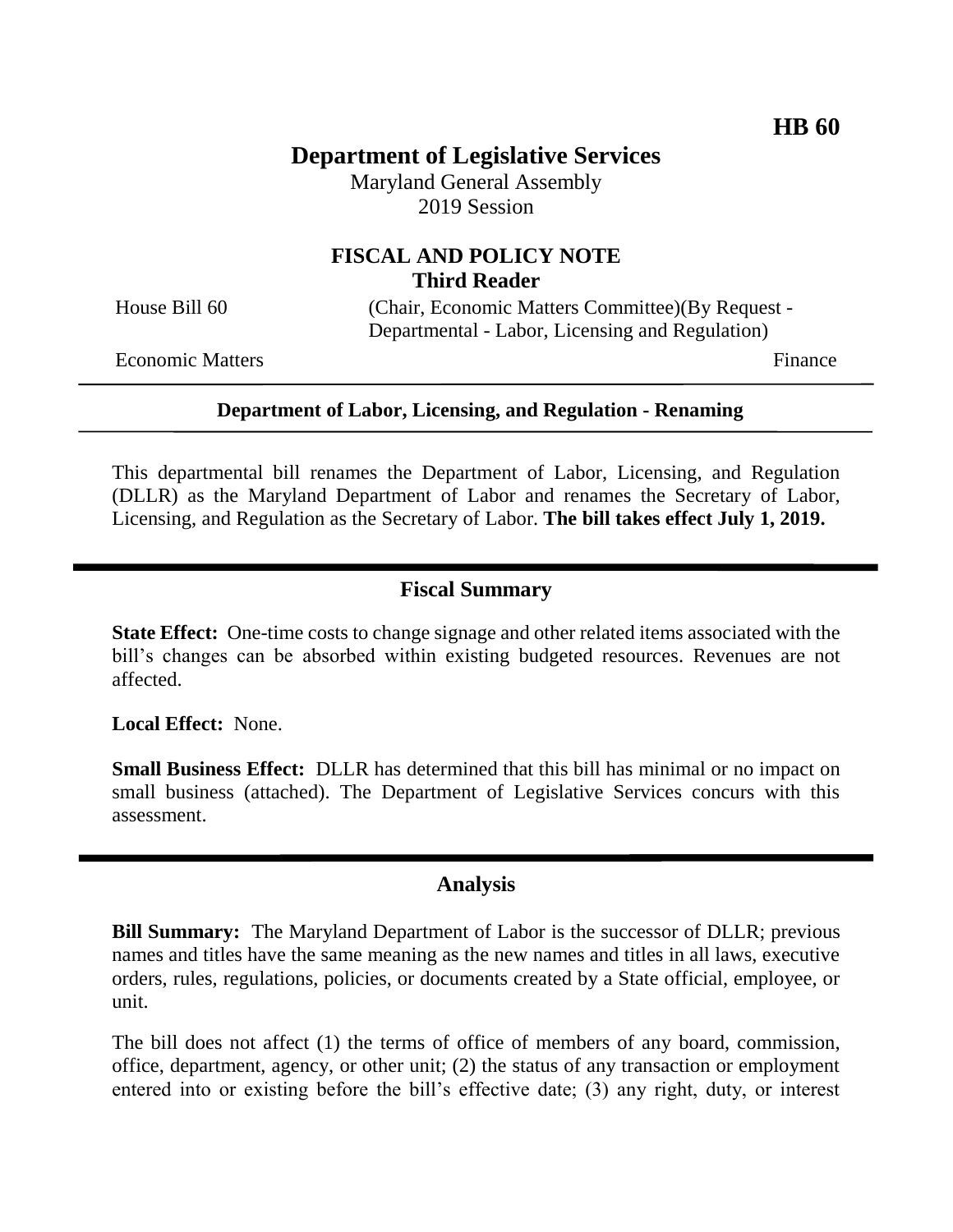**HB 60**

# Department of Legislative Services

Maryland General Assembly
2019 Session

## FISCAL AND POLICY NOTE
**Third Reader**

House Bill 60 (Chair, Economic Matters Committee)(By Request - Departmental - Labor, Licensing and Regulation)

Economic Matters Finance

**Department of Labor, Licensing, and Regulation - Renaming**

This departmental bill renames the Department of Labor, Licensing, and Regulation (DLLR) as the Maryland Department of Labor and renames the Secretary of Labor, Licensing, and Regulation as the Secretary of Labor. **The bill takes effect July 1, 2019.**

## Fiscal Summary

**State Effect:** One-time costs to change signage and other related items associated with the bill's changes can be absorbed within existing budgeted resources. Revenues are not affected.

**Local Effect:** None.

**Small Business Effect:** DLLR has determined that this bill has minimal or no impact on small business (attached). The Department of Legislative Services concurs with this assessment.

## Analysis

**Bill Summary:** The Maryland Department of Labor is the successor of DLLR; previous names and titles have the same meaning as the new names and titles in all laws, executive orders, rules, regulations, policies, or documents created by a State official, employee, or unit.

The bill does not affect (1) the terms of office of members of any board, commission, office, department, agency, or other unit; (2) the status of any transaction or employment entered into or existing before the bill's effective date; (3) any right, duty, or interest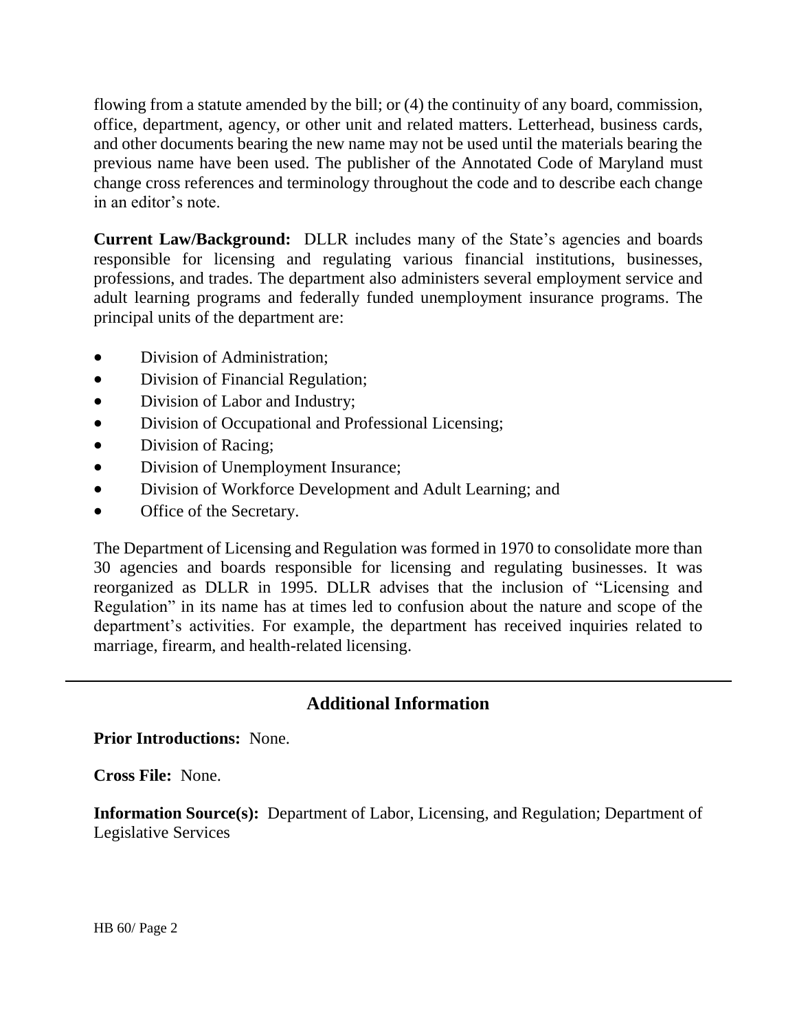flowing from a statute amended by the bill; or (4) the continuity of any board, commission, office, department, agency, or other unit and related matters. Letterhead, business cards, and other documents bearing the new name may not be used until the materials bearing the previous name have been used. The publisher of the Annotated Code of Maryland must change cross references and terminology throughout the code and to describe each change in an editor's note.

**Current Law/Background:** DLLR includes many of the State's agencies and boards responsible for licensing and regulating various financial institutions, businesses, professions, and trades. The department also administers several employment service and adult learning programs and federally funded unemployment insurance programs. The principal units of the department are:

- Division of Administration;
- Division of Financial Regulation;
- Division of Labor and Industry;
- Division of Occupational and Professional Licensing;
- Division of Racing;
- Division of Unemployment Insurance;
- Division of Workforce Development and Adult Learning; and
- Office of the Secretary.

The Department of Licensing and Regulation was formed in 1970 to consolidate more than 30 agencies and boards responsible for licensing and regulating businesses. It was reorganized as DLLR in 1995. DLLR advises that the inclusion of "Licensing and Regulation" in its name has at times led to confusion about the nature and scope of the department's activities. For example, the department has received inquiries related to marriage, firearm, and health-related licensing.

## Additional Information

**Prior Introductions:** None.

**Cross File:** None.

**Information Source(s):** Department of Labor, Licensing, and Regulation; Department of Legislative Services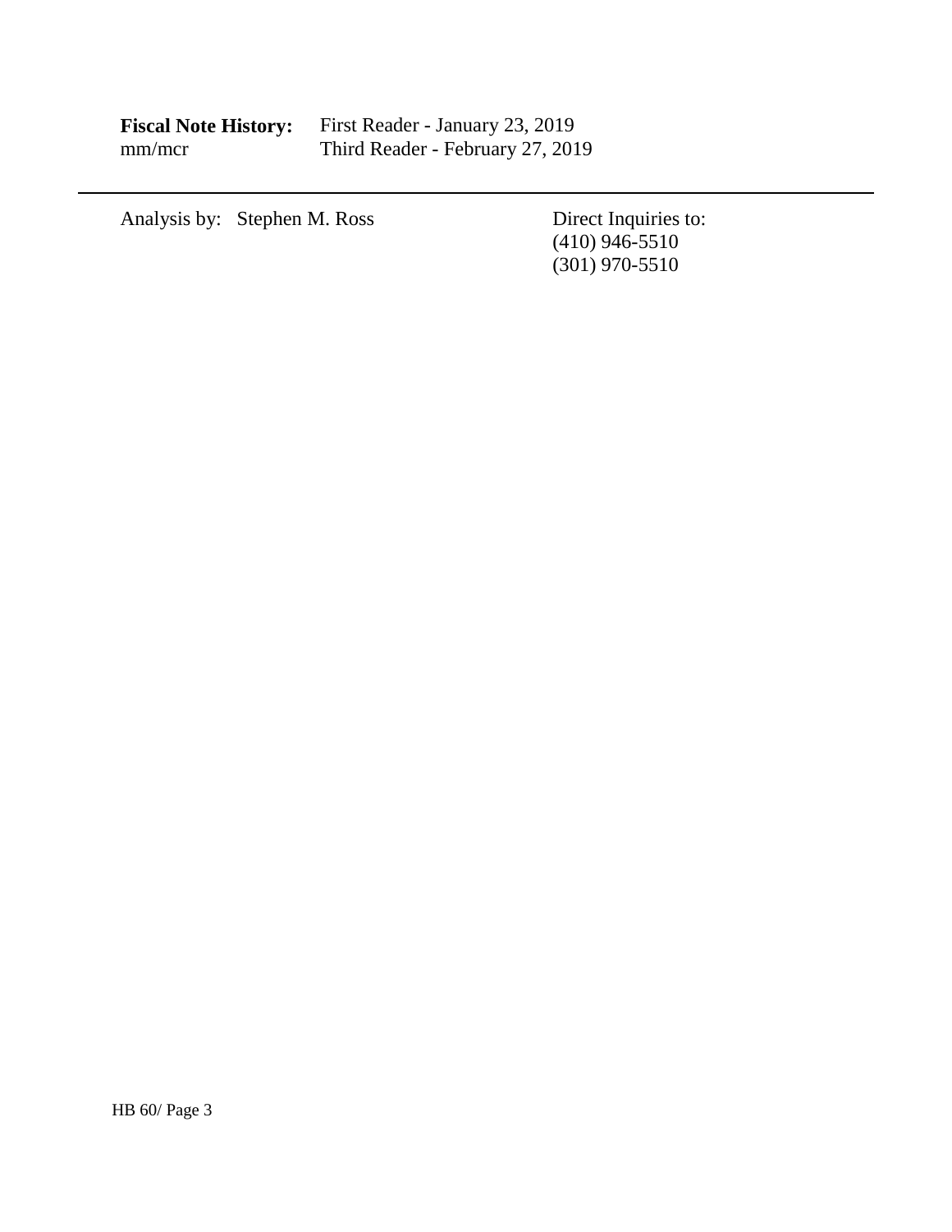**Fiscal Note History:** First Reader - January 23, 2019
mm/mcr Third Reader - February 27, 2019

---

Analysis by: Stephen M. Ross

Direct Inquiries to:
(410) 946-5510
(301) 970-5510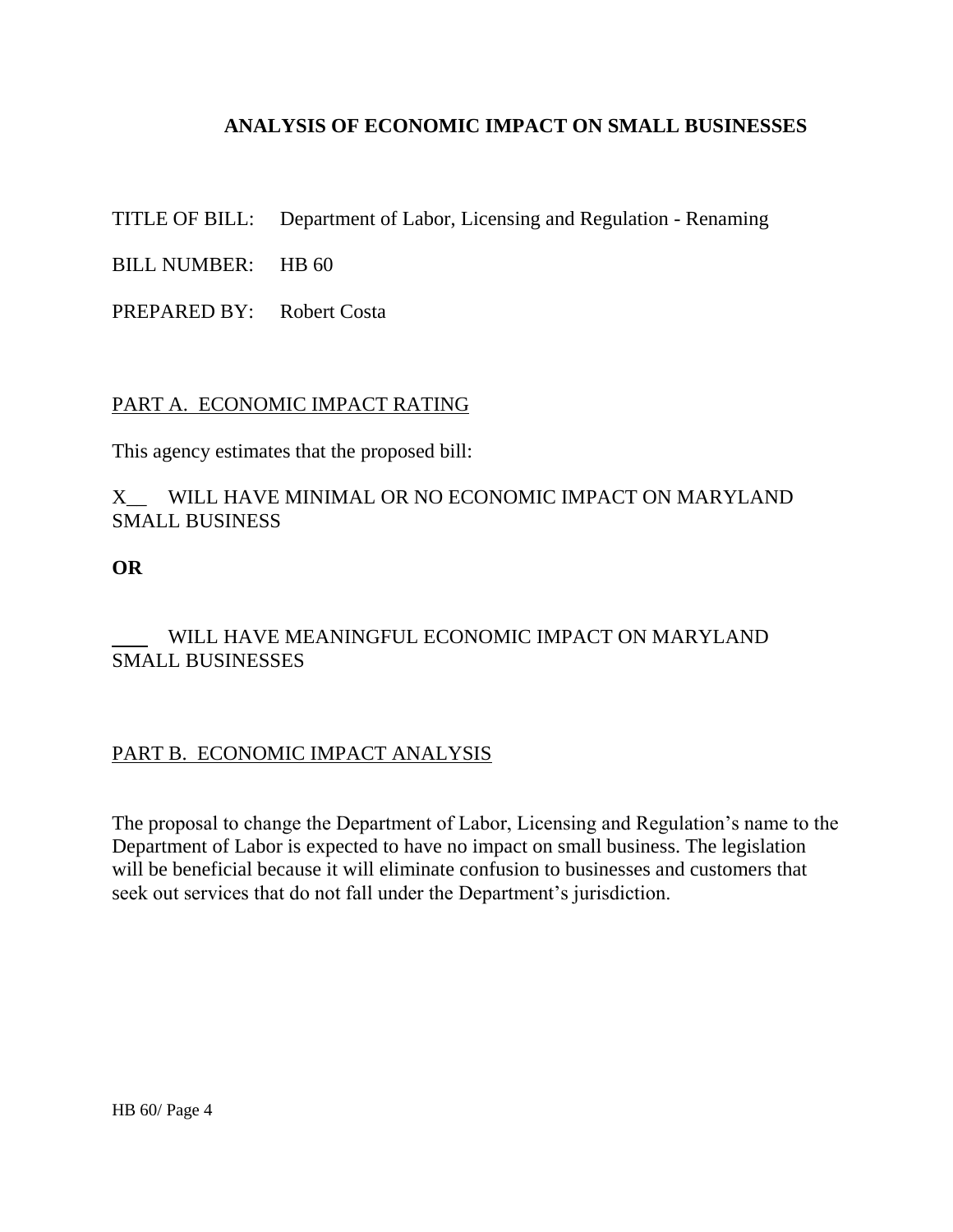# ANALYSIS OF ECONOMIC IMPACT ON SMALL BUSINESSES

TITLE OF BILL: Department of Labor, Licensing and Regulation - Renaming

BILL NUMBER: HB 60

PREPARED BY: Robert Costa

PART A. ECONOMIC IMPACT RATING

This agency estimates that the proposed bill:

X__ WILL HAVE MINIMAL OR NO ECONOMIC IMPACT ON MARYLAND SMALL BUSINESS

**OR**

___ WILL HAVE MEANINGFUL ECONOMIC IMPACT ON MARYLAND SMALL BUSINESSES

PART B. ECONOMIC IMPACT ANALYSIS

The proposal to change the Department of Labor, Licensing and Regulation's name to the Department of Labor is expected to have no impact on small business. The legislation will be beneficial because it will eliminate confusion to businesses and customers that seek out services that do not fall under the Department's jurisdiction.